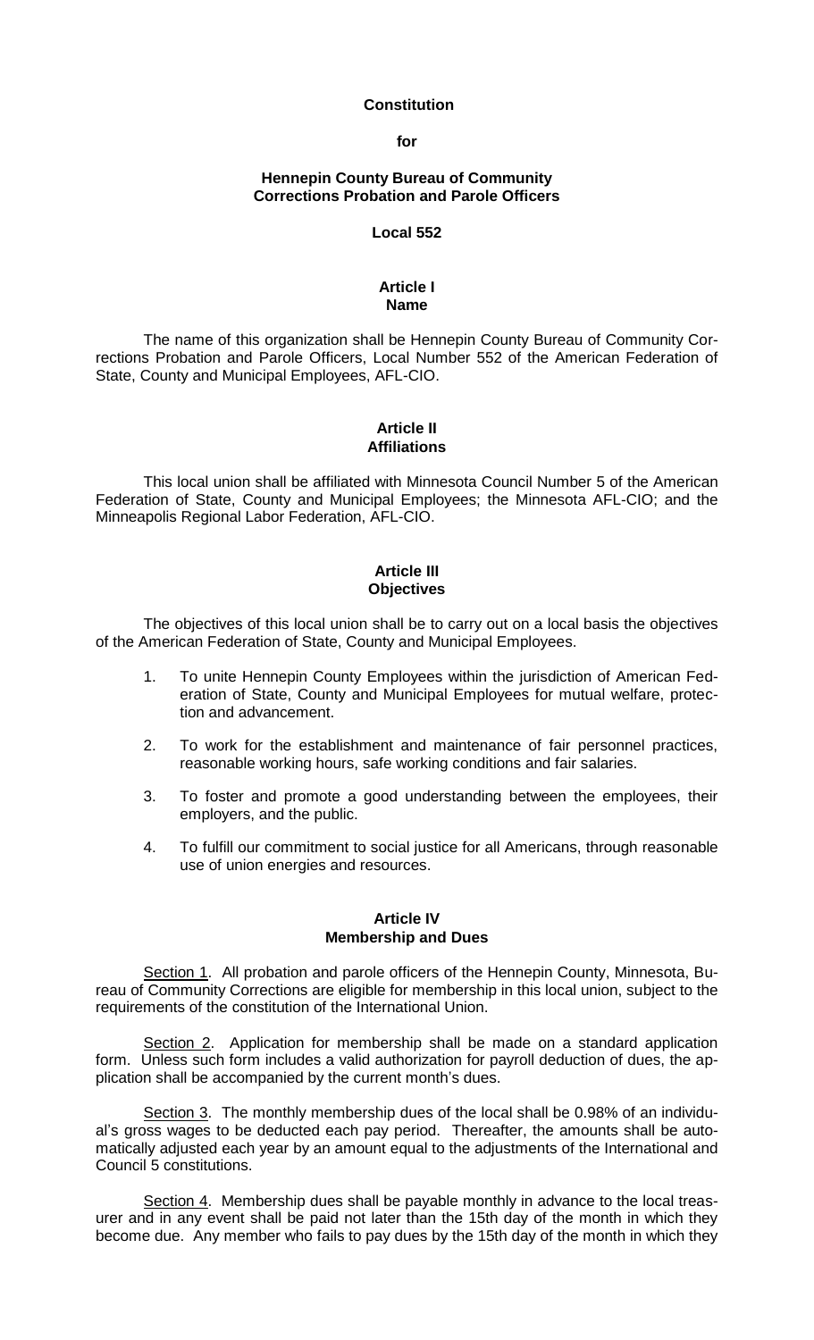# Constitution

**for**

**Hennepin County Bureau of Community Corrections Probation and Parole Officers**

**Local 552**

## Article I
## Name

The name of this organization shall be Hennepin County Bureau of Community Corrections Probation and Parole Officers, Local Number 552 of the American Federation of State, County and Municipal Employees, AFL-CIO.

## Article II
## Affiliations

This local union shall be affiliated with Minnesota Council Number 5 of the American Federation of State, County and Municipal Employees; the Minnesota AFL-CIO; and the Minneapolis Regional Labor Federation, AFL-CIO.

## Article III
## Objectives

The objectives of this local union shall be to carry out on a local basis the objectives of the American Federation of State, County and Municipal Employees.

1. To unite Hennepin County Employees within the jurisdiction of American Federation of State, County and Municipal Employees for mutual welfare, protection and advancement.

2. To work for the establishment and maintenance of fair personnel practices, reasonable working hours, safe working conditions and fair salaries.

3. To foster and promote a good understanding between the employees, their employers, and the public.

4. To fulfill our commitment to social justice for all Americans, through reasonable use of union energies and resources.

## Article IV
## Membership and Dues

Section 1. All probation and parole officers of the Hennepin County, Minnesota, Bureau of Community Corrections are eligible for membership in this local union, subject to the requirements of the constitution of the International Union.

Section 2. Application for membership shall be made on a standard application form. Unless such form includes a valid authorization for payroll deduction of dues, the application shall be accompanied by the current month's dues.

Section 3. The monthly membership dues of the local shall be 0.98% of an individual's gross wages to be deducted each pay period. Thereafter, the amounts shall be automatically adjusted each year by an amount equal to the adjustments of the International and Council 5 constitutions.

Section 4. Membership dues shall be payable monthly in advance to the local treasurer and in any event shall be paid not later than the 15th day of the month in which they become due. Any member who fails to pay dues by the 15th day of the month in which they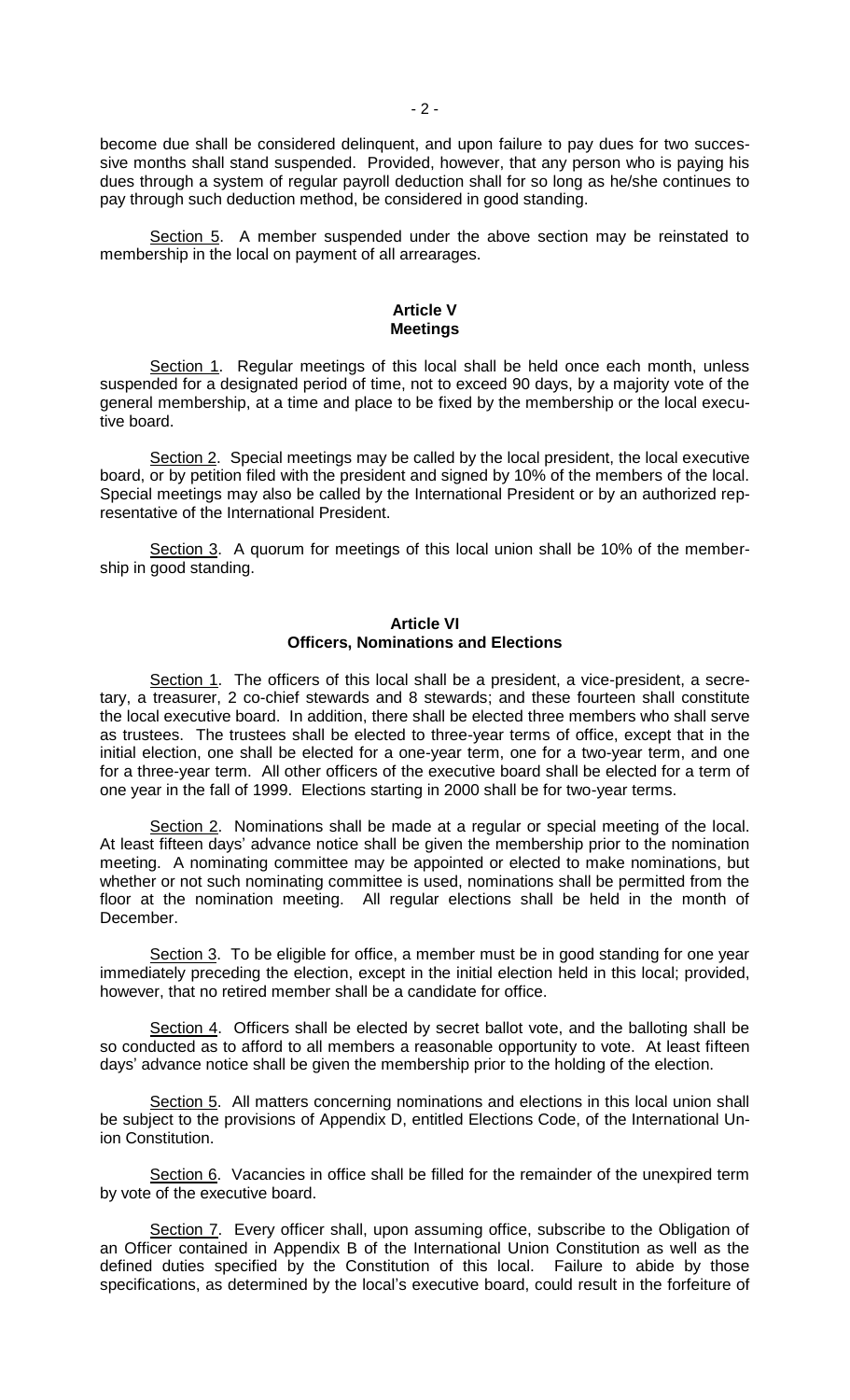become due shall be considered delinquent, and upon failure to pay dues for two successive months shall stand suspended. Provided, however, that any person who is paying his dues through a system of regular payroll deduction shall for so long as he/she continues to pay through such deduction method, be considered in good standing.

Section 5. A member suspended under the above section may be reinstated to membership in the local on payment of all arrearages.

## Article V
## Meetings

Section 1. Regular meetings of this local shall be held once each month, unless suspended for a designated period of time, not to exceed 90 days, by a majority vote of the general membership, at a time and place to be fixed by the membership or the local executive board.

Section 2. Special meetings may be called by the local president, the local executive board, or by petition filed with the president and signed by 10% of the members of the local. Special meetings may also be called by the International President or by an authorized representative of the International President.

Section 3. A quorum for meetings of this local union shall be 10% of the membership in good standing.

## Article VI
## Officers, Nominations and Elections

Section 1. The officers of this local shall be a president, a vice-president, a secretary, a treasurer, 2 co-chief stewards and 8 stewards; and these fourteen shall constitute the local executive board. In addition, there shall be elected three members who shall serve as trustees. The trustees shall be elected to three-year terms of office, except that in the initial election, one shall be elected for a one-year term, one for a two-year term, and one for a three-year term. All other officers of the executive board shall be elected for a term of one year in the fall of 1999. Elections starting in 2000 shall be for two-year terms.

Section 2. Nominations shall be made at a regular or special meeting of the local. At least fifteen days' advance notice shall be given the membership prior to the nomination meeting. A nominating committee may be appointed or elected to make nominations, but whether or not such nominating committee is used, nominations shall be permitted from the floor at the nomination meeting. All regular elections shall be held in the month of December.

Section 3. To be eligible for office, a member must be in good standing for one year immediately preceding the election, except in the initial election held in this local; provided, however, that no retired member shall be a candidate for office.

Section 4. Officers shall be elected by secret ballot vote, and the balloting shall be so conducted as to afford to all members a reasonable opportunity to vote. At least fifteen days' advance notice shall be given the membership prior to the holding of the election.

Section 5. All matters concerning nominations and elections in this local union shall be subject to the provisions of Appendix D, entitled Elections Code, of the International Union Constitution.

Section 6. Vacancies in office shall be filled for the remainder of the unexpired term by vote of the executive board.

Section 7. Every officer shall, upon assuming office, subscribe to the Obligation of an Officer contained in Appendix B of the International Union Constitution as well as the defined duties specified by the Constitution of this local. Failure to abide by those specifications, as determined by the local's executive board, could result in the forfeiture of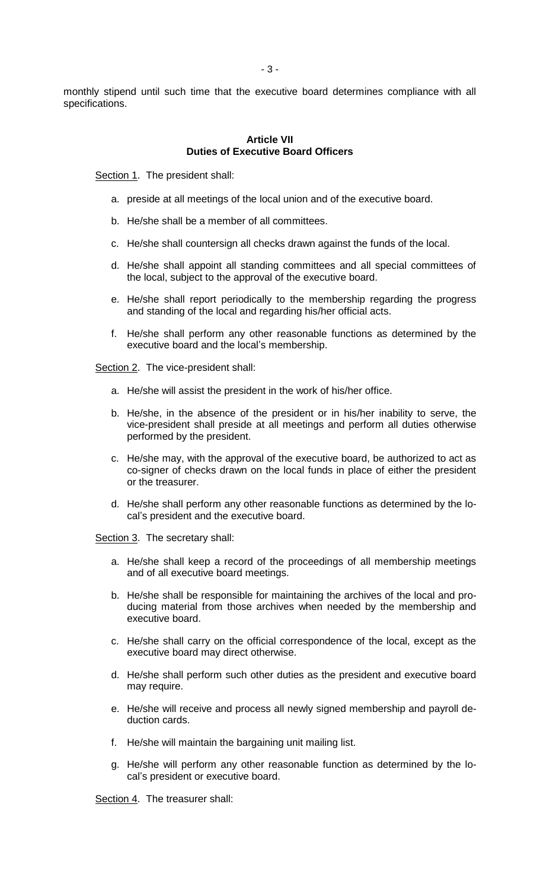monthly stipend until such time that the executive board determines compliance with all specifications.

### Article VII
### Duties of Executive Board Officers

Section 1. The president shall:

a. preside at all meetings of the local union and of the executive board.

b. He/she shall be a member of all committees.

c. He/she shall countersign all checks drawn against the funds of the local.

d. He/she shall appoint all standing committees and all special committees of the local, subject to the approval of the executive board.

e. He/she shall report periodically to the membership regarding the progress and standing of the local and regarding his/her official acts.

f. He/she shall perform any other reasonable functions as determined by the executive board and the local's membership.

Section 2. The vice-president shall:

a. He/she will assist the president in the work of his/her office.

b. He/she, in the absence of the president or in his/her inability to serve, the vice-president shall preside at all meetings and perform all duties otherwise performed by the president.

c. He/she may, with the approval of the executive board, be authorized to act as co-signer of checks drawn on the local funds in place of either the president or the treasurer.

d. He/she shall perform any other reasonable functions as determined by the local's president and the executive board.

Section 3. The secretary shall:

a. He/she shall keep a record of the proceedings of all membership meetings and of all executive board meetings.

b. He/she shall be responsible for maintaining the archives of the local and producing material from those archives when needed by the membership and executive board.

c. He/she shall carry on the official correspondence of the local, except as the executive board may direct otherwise.

d. He/she shall perform such other duties as the president and executive board may require.

e. He/she will receive and process all newly signed membership and payroll deduction cards.

f. He/she will maintain the bargaining unit mailing list.

g. He/she will perform any other reasonable function as determined by the local's president or executive board.

Section 4. The treasurer shall: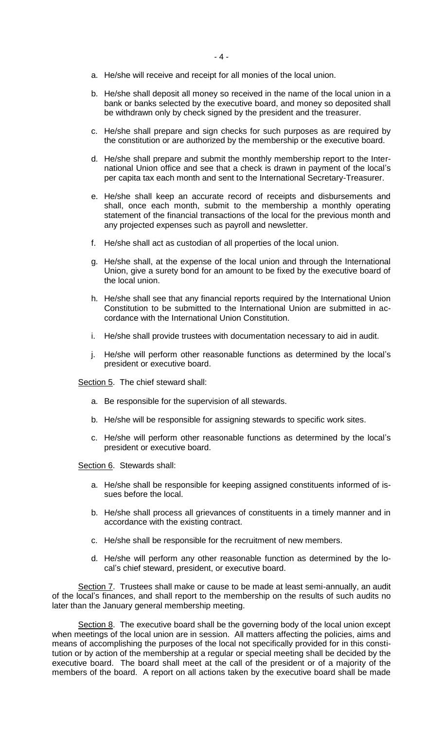a. He/she will receive and receipt for all monies of the local union.

b. He/she shall deposit all money so received in the name of the local union in a bank or banks selected by the executive board, and money so deposited shall be withdrawn only by check signed by the president and the treasurer.

c. He/she shall prepare and sign checks for such purposes as are required by the constitution or are authorized by the membership or the executive board.

d. He/she shall prepare and submit the monthly membership report to the International Union office and see that a check is drawn in payment of the local's per capita tax each month and sent to the International Secretary-Treasurer.

e. He/she shall keep an accurate record of receipts and disbursements and shall, once each month, submit to the membership a monthly operating statement of the financial transactions of the local for the previous month and any projected expenses such as payroll and newsletter.

f. He/she shall act as custodian of all properties of the local union.

g. He/she shall, at the expense of the local union and through the International Union, give a surety bond for an amount to be fixed by the executive board of the local union.

h. He/she shall see that any financial reports required by the International Union Constitution to be submitted to the International Union are submitted in accordance with the International Union Constitution.

i. He/she shall provide trustees with documentation necessary to aid in audit.

j. He/she will perform other reasonable functions as determined by the local's president or executive board.

Section 5. The chief steward shall:

a. Be responsible for the supervision of all stewards.

b. He/she will be responsible for assigning stewards to specific work sites.

c. He/she will perform other reasonable functions as determined by the local's president or executive board.

Section 6. Stewards shall:

a. He/she shall be responsible for keeping assigned constituents informed of issues before the local.

b. He/she shall process all grievances of constituents in a timely manner and in accordance with the existing contract.

c. He/she shall be responsible for the recruitment of new members.

d. He/she will perform any other reasonable function as determined by the local's chief steward, president, or executive board.

Section 7. Trustees shall make or cause to be made at least semi-annually, an audit of the local's finances, and shall report to the membership on the results of such audits no later than the January general membership meeting.

Section 8. The executive board shall be the governing body of the local union except when meetings of the local union are in session. All matters affecting the policies, aims and means of accomplishing the purposes of the local not specifically provided for in this constitution or by action of the membership at a regular or special meeting shall be decided by the executive board. The board shall meet at the call of the president or of a majority of the members of the board. A report on all actions taken by the executive board shall be made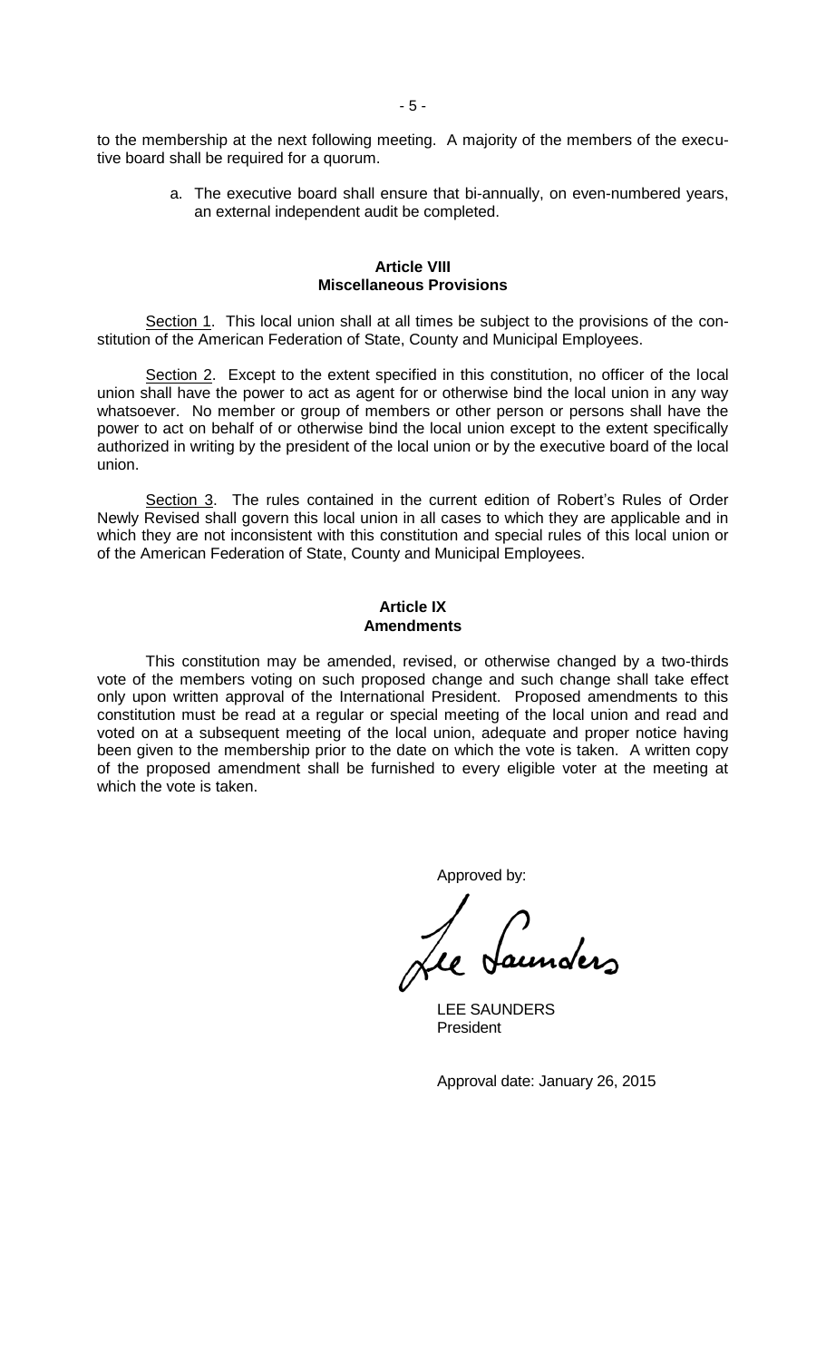to the membership at the next following meeting. A majority of the members of the executive board shall be required for a quorum.

a. The executive board shall ensure that bi-annually, on even-numbered years, an external independent audit be completed.

## Article VIII
## Miscellaneous Provisions

Section 1. This local union shall at all times be subject to the provisions of the constitution of the American Federation of State, County and Municipal Employees.

Section 2. Except to the extent specified in this constitution, no officer of the local union shall have the power to act as agent for or otherwise bind the local union in any way whatsoever. No member or group of members or other person or persons shall have the power to act on behalf of or otherwise bind the local union except to the extent specifically authorized in writing by the president of the local union or by the executive board of the local union.

Section 3. The rules contained in the current edition of Robert's Rules of Order Newly Revised shall govern this local union in all cases to which they are applicable and in which they are not inconsistent with this constitution and special rules of this local union or of the American Federation of State, County and Municipal Employees.

## Article IX
## Amendments

This constitution may be amended, revised, or otherwise changed by a two-thirds vote of the members voting on such proposed change and such change shall take effect only upon written approval of the International President. Proposed amendments to this constitution must be read at a regular or special meeting of the local union and read and voted on at a subsequent meeting of the local union, adequate and proper notice having been given to the membership prior to the date on which the vote is taken. A written copy of the proposed amendment shall be furnished to every eligible voter at the meeting at which the vote is taken.

Approved by:

Lee Saunders

LEE SAUNDERS
President

Approval date: January 26, 2015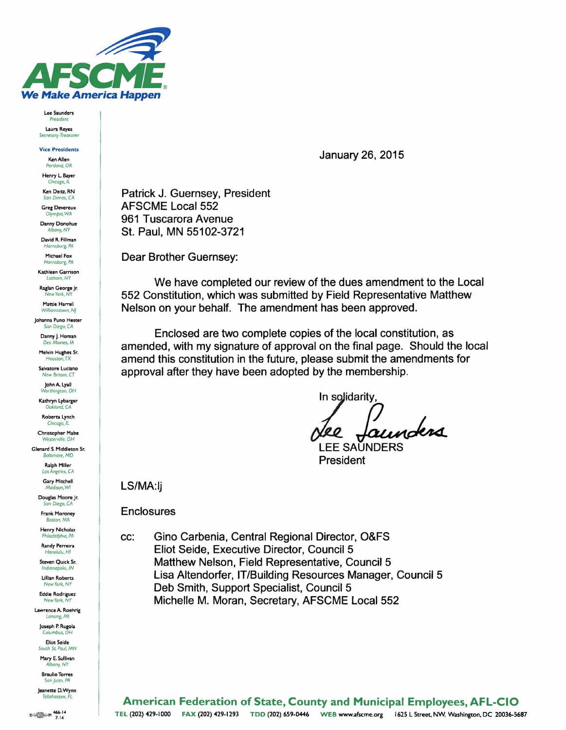**AFSCME**

*We Make America Happen*

Lee Saunders
*President*

Laura Reyes
*Secretary-Treasurer*

**Vice Presidents**

Ken Allen
*Portland, OR*

Henry L. Bayer
*Chicago, IL*

Ken Deitz, RN
*San Dimas, CA*

Greg Devereux
*Olympia, WA*

Danny Donohue
*Albany, NY*

David R. Fillman
*Harrisburg, PA*

Michael Fox
*Harrisburg, PA*

Kathleen Garrison
*Latham, NY*

Raglan George Jr.
*New York, NY*

Mattie Harrell
*Williamstown, NJ*

Johanna Puno Hester
*San Diego, CA*

Danny J. Homan
*Des Moines, IA*

Melvin Hughes Sr.
*Houston, TX*

Salvatore Luciano
*New Britain, CT*

John A. Lyall
*Worthington, OH*

Kathryn Lybarger
*Oakland, CA*

Roberta Lynch
*Chicago, IL*

Christopher Mabe
*Westerville, OH*

Glenard S. Middleton Sr.
*Baltimore, MD*

Ralph Miller
*Los Angeles, CA*

Gary Mitchell
*Madison, WI*

Douglas Moore Jr.
*San Diego, CA*

Frank Moroney
*Boston, MA*

Henry Nicholas
*Philadelphia, PA*

Randy Perreira
*Honolulu, HI*

Steven Quick Sr.
*Indianapolis, IN*

Lillian Roberts
*New York, NY*

Eddie Rodriguez
*New York, NY*

Lawrence A. Roehrig
*Lansing, MI*

Joseph P. Rugola
*Columbus, OH*

Eliot Seide
*South St. Paul, MN*

Mary E. Sullivan
*Albany, NY*

Braulio Torres
*San Juan, PR*

Jeanette D. Wynn
*Tallahassee, FL*

January 26, 2015

Patrick J. Guernsey, President
AFSCME Local 552
961 Tuscarora Avenue
St. Paul, MN 55102-3721

Dear Brother Guernsey:

We have completed our review of the dues amendment to the Local 552 Constitution, which was submitted by Field Representative Matthew Nelson on your behalf. The amendment has been approved.

Enclosed are two complete copies of the local constitution, as amended, with my signature of approval on the final page. Should the local amend this constitution in the future, please submit the amendments for approval after they have been adopted by the membership.

In solidarity,

Lee Saunders

LEE SAUNDERS
President

LS/MA:lj

Enclosures

cc: Gino Carbenia, Central Regional Director, O&FS
Eliot Seide, Executive Director, Council 5
Matthew Nelson, Field Representative, Council 5
Lisa Altendorfer, IT/Building Resources Manager, Council 5
Deb Smith, Support Specialist, Council 5
Michelle M. Moran, Secretary, AFSCME Local 552

**American Federation of State, County and Municipal Employees, AFL-CIO**

TEL (202) 429-1000 FAX (202) 429-1293 TDD (202) 659-0446 WEB www.afscme.org 1625 L Street, NW, Washington, DC 20036-5687

466-14
7-14